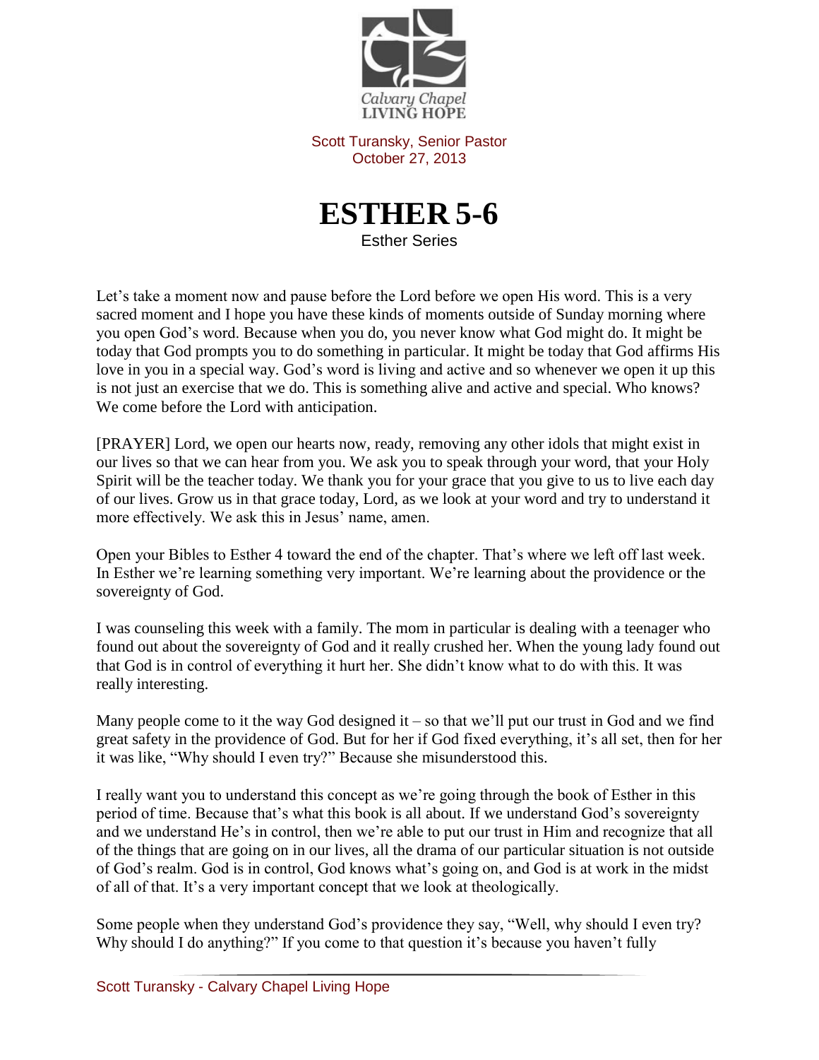Calvary Chapel
LIVING HOPE

Scott Turansky, Senior Pastor
October 27, 2013

# ESTHER 5-6

Esther Series

Let's take a moment now and pause before the Lord before we open His word. This is a very sacred moment and I hope you have these kinds of moments outside of Sunday morning where you open God's word. Because when you do, you never know what God might do. It might be today that God prompts you to do something in particular. It might be today that God affirms His love in you in a special way. God's word is living and active and so whenever we open it up this is not just an exercise that we do. This is something alive and active and special. Who knows? We come before the Lord with anticipation.

[PRAYER] Lord, we open our hearts now, ready, removing any other idols that might exist in our lives so that we can hear from you. We ask you to speak through your word, that your Holy Spirit will be the teacher today. We thank you for your grace that you give to us to live each day of our lives. Grow us in that grace today, Lord, as we look at your word and try to understand it more effectively. We ask this in Jesus' name, amen.

Open your Bibles to Esther 4 toward the end of the chapter. That's where we left off last week. In Esther we're learning something very important. We're learning about the providence or the sovereignty of God.

I was counseling this week with a family. The mom in particular is dealing with a teenager who found out about the sovereignty of God and it really crushed her. When the young lady found out that God is in control of everything it hurt her. She didn't know what to do with this. It was really interesting.

Many people come to it the way God designed it – so that we'll put our trust in God and we find great safety in the providence of God. But for her if God fixed everything, it's all set, then for her it was like, "Why should I even try?" Because she misunderstood this.

I really want you to understand this concept as we're going through the book of Esther in this period of time. Because that's what this book is all about. If we understand God's sovereignty and we understand He's in control, then we're able to put our trust in Him and recognize that all of the things that are going on in our lives, all the drama of our particular situation is not outside of God's realm. God is in control, God knows what's going on, and God is at work in the midst of all of that. It's a very important concept that we look at theologically.

Some people when they understand God's providence they say, "Well, why should I even try? Why should I do anything?" If you come to that question it's because you haven't fully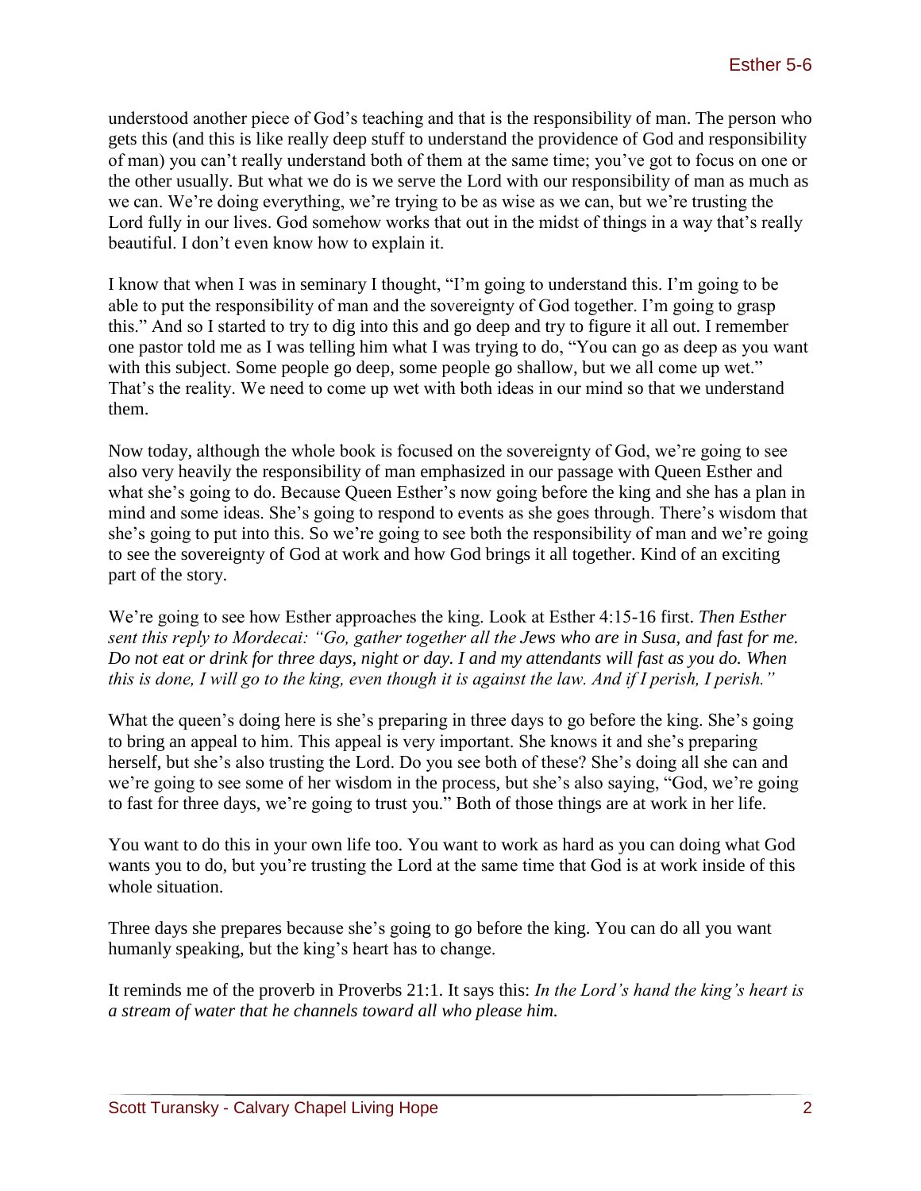understood another piece of God's teaching and that is the responsibility of man. The person who gets this (and this is like really deep stuff to understand the providence of God and responsibility of man) you can't really understand both of them at the same time; you've got to focus on one or the other usually. But what we do is we serve the Lord with our responsibility of man as much as we can. We're doing everything, we're trying to be as wise as we can, but we're trusting the Lord fully in our lives. God somehow works that out in the midst of things in a way that's really beautiful. I don't even know how to explain it.

I know that when I was in seminary I thought, "I'm going to understand this. I'm going to be able to put the responsibility of man and the sovereignty of God together. I'm going to grasp this." And so I started to try to dig into this and go deep and try to figure it all out. I remember one pastor told me as I was telling him what I was trying to do, "You can go as deep as you want with this subject. Some people go deep, some people go shallow, but we all come up wet." That's the reality. We need to come up wet with both ideas in our mind so that we understand them.

Now today, although the whole book is focused on the sovereignty of God, we're going to see also very heavily the responsibility of man emphasized in our passage with Queen Esther and what she's going to do. Because Queen Esther's now going before the king and she has a plan in mind and some ideas. She's going to respond to events as she goes through. There's wisdom that she's going to put into this. So we're going to see both the responsibility of man and we're going to see the sovereignty of God at work and how God brings it all together. Kind of an exciting part of the story.

We're going to see how Esther approaches the king. Look at Esther 4:15-16 first. *Then Esther sent this reply to Mordecai: "Go, gather together all the Jews who are in Susa, and fast for me. Do not eat or drink for three days, night or day. I and my attendants will fast as you do. When this is done, I will go to the king, even though it is against the law. And if I perish, I perish."*

What the queen's doing here is she's preparing in three days to go before the king. She's going to bring an appeal to him. This appeal is very important. She knows it and she's preparing herself, but she's also trusting the Lord. Do you see both of these? She's doing all she can and we're going to see some of her wisdom in the process, but she's also saying, "God, we're going to fast for three days, we're going to trust you." Both of those things are at work in her life.

You want to do this in your own life too. You want to work as hard as you can doing what God wants you to do, but you're trusting the Lord at the same time that God is at work inside of this whole situation.

Three days she prepares because she's going to go before the king. You can do all you want humanly speaking, but the king's heart has to change.

It reminds me of the proverb in Proverbs 21:1. It says this: *In the Lord's hand the king's heart is a stream of water that he channels toward all who please him.*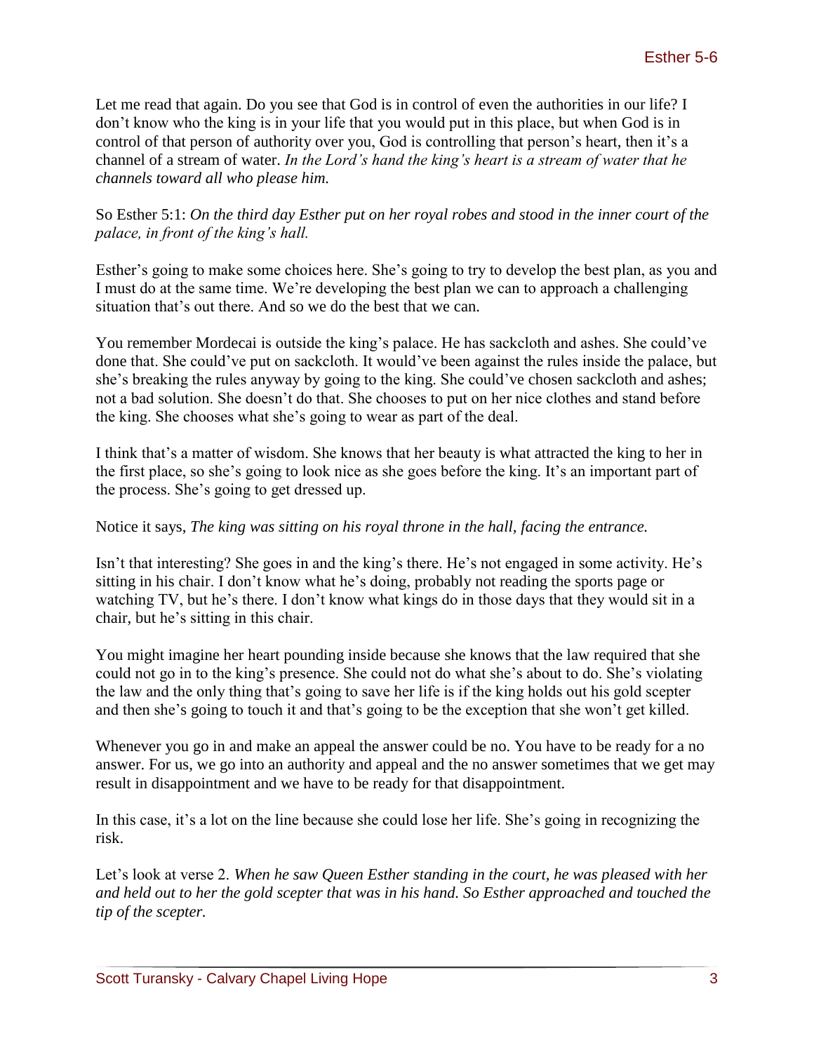Let me read that again. Do you see that God is in control of even the authorities in our life? I don't know who the king is in your life that you would put in this place, but when God is in control of that person of authority over you, God is controlling that person's heart, then it's a channel of a stream of water. *In the Lord's hand the king's heart is a stream of water that he channels toward all who please him.*

So Esther 5:1: *On the third day Esther put on her royal robes and stood in the inner court of the palace, in front of the king's hall.*

Esther's going to make some choices here. She's going to try to develop the best plan, as you and I must do at the same time. We're developing the best plan we can to approach a challenging situation that's out there. And so we do the best that we can.

You remember Mordecai is outside the king's palace. He has sackcloth and ashes. She could've done that. She could've put on sackcloth. It would've been against the rules inside the palace, but she's breaking the rules anyway by going to the king. She could've chosen sackcloth and ashes; not a bad solution. She doesn't do that. She chooses to put on her nice clothes and stand before the king. She chooses what she's going to wear as part of the deal.

I think that's a matter of wisdom. She knows that her beauty is what attracted the king to her in the first place, so she's going to look nice as she goes before the king. It's an important part of the process. She's going to get dressed up.

Notice it says, *The king was sitting on his royal throne in the hall, facing the entrance.*

Isn't that interesting? She goes in and the king's there. He's not engaged in some activity. He's sitting in his chair. I don't know what he's doing, probably not reading the sports page or watching TV, but he's there. I don't know what kings do in those days that they would sit in a chair, but he's sitting in this chair.

You might imagine her heart pounding inside because she knows that the law required that she could not go in to the king's presence. She could not do what she's about to do. She's violating the law and the only thing that's going to save her life is if the king holds out his gold scepter and then she's going to touch it and that's going to be the exception that she won't get killed.

Whenever you go in and make an appeal the answer could be no. You have to be ready for a no answer. For us, we go into an authority and appeal and the no answer sometimes that we get may result in disappointment and we have to be ready for that disappointment.

In this case, it's a lot on the line because she could lose her life. She's going in recognizing the risk.

Let's look at verse 2. *When he saw Queen Esther standing in the court, he was pleased with her and held out to her the gold scepter that was in his hand. So Esther approached and touched the tip of the scepter.*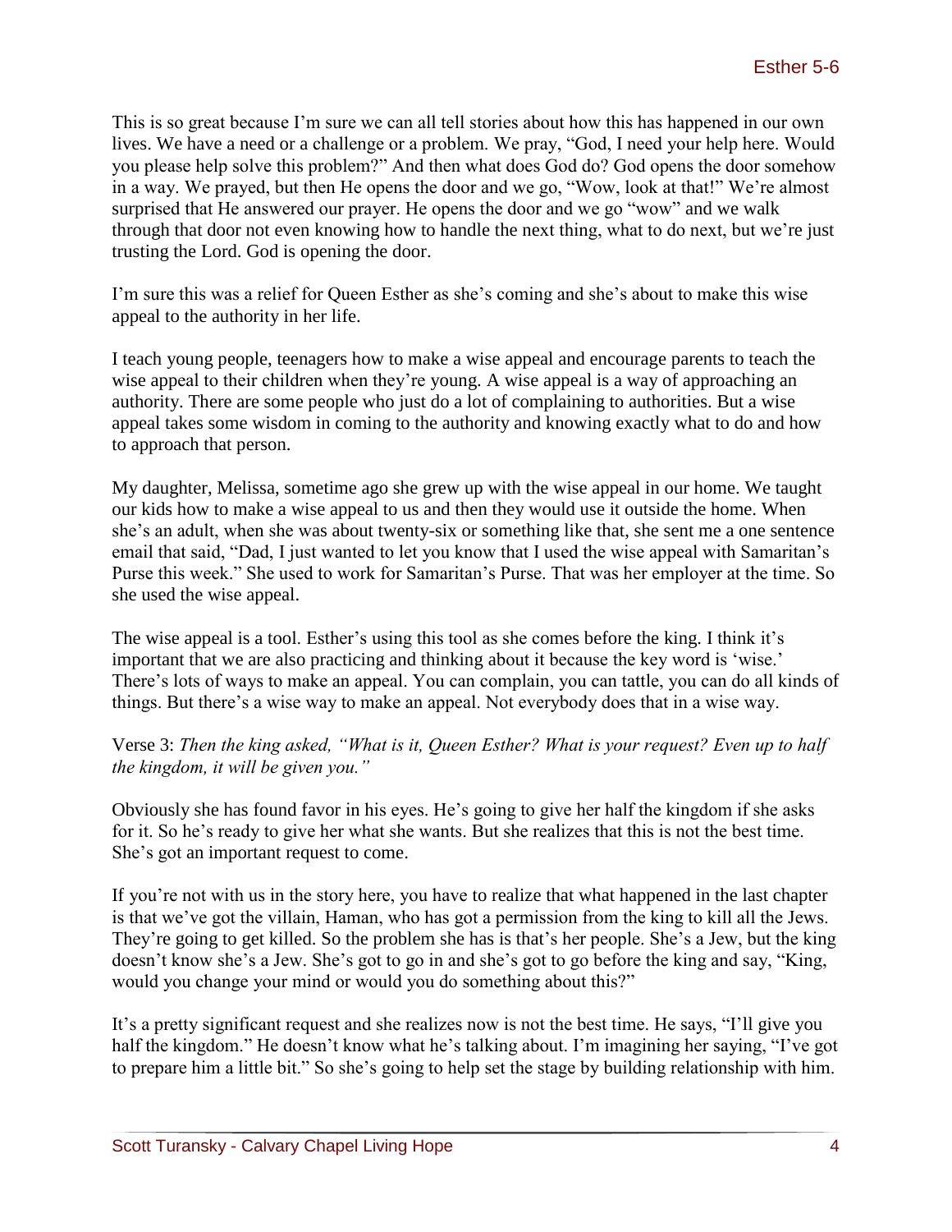This is so great because I'm sure we can all tell stories about how this has happened in our own lives. We have a need or a challenge or a problem. We pray, "God, I need your help here. Would you please help solve this problem?" And then what does God do? God opens the door somehow in a way. We prayed, but then He opens the door and we go, "Wow, look at that!" We're almost surprised that He answered our prayer. He opens the door and we go "wow" and we walk through that door not even knowing how to handle the next thing, what to do next, but we're just trusting the Lord. God is opening the door.

I'm sure this was a relief for Queen Esther as she's coming and she's about to make this wise appeal to the authority in her life.

I teach young people, teenagers how to make a wise appeal and encourage parents to teach the wise appeal to their children when they're young. A wise appeal is a way of approaching an authority. There are some people who just do a lot of complaining to authorities. But a wise appeal takes some wisdom in coming to the authority and knowing exactly what to do and how to approach that person.

My daughter, Melissa, sometime ago she grew up with the wise appeal in our home. We taught our kids how to make a wise appeal to us and then they would use it outside the home. When she's an adult, when she was about twenty-six or something like that, she sent me a one sentence email that said, "Dad, I just wanted to let you know that I used the wise appeal with Samaritan's Purse this week." She used to work for Samaritan's Purse. That was her employer at the time. So she used the wise appeal.

The wise appeal is a tool. Esther's using this tool as she comes before the king. I think it's important that we are also practicing and thinking about it because the key word is 'wise.' There's lots of ways to make an appeal. You can complain, you can tattle, you can do all kinds of things. But there's a wise way to make an appeal. Not everybody does that in a wise way.

Verse 3: *Then the king asked, "What is it, Queen Esther? What is your request? Even up to half the kingdom, it will be given you."*

Obviously she has found favor in his eyes. He's going to give her half the kingdom if she asks for it. So he's ready to give her what she wants. But she realizes that this is not the best time. She's got an important request to come.

If you're not with us in the story here, you have to realize that what happened in the last chapter is that we've got the villain, Haman, who has got a permission from the king to kill all the Jews. They're going to get killed. So the problem she has is that's her people. She's a Jew, but the king doesn't know she's a Jew. She's got to go in and she's got to go before the king and say, "King, would you change your mind or would you do something about this?"

It's a pretty significant request and she realizes now is not the best time. He says, "I'll give you half the kingdom." He doesn't know what he's talking about. I'm imagining her saying, "I've got to prepare him a little bit." So she's going to help set the stage by building relationship with him.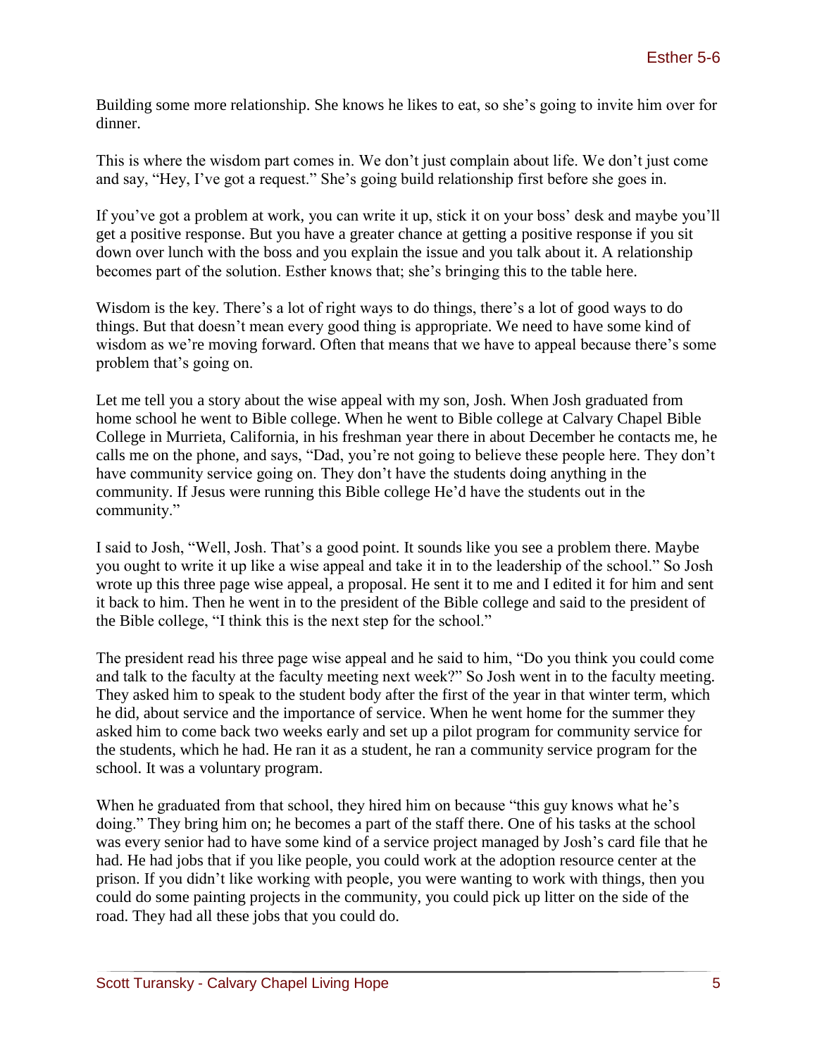Building some more relationship. She knows he likes to eat, so she's going to invite him over for dinner.

This is where the wisdom part comes in. We don't just complain about life. We don't just come and say, "Hey, I've got a request." She's going build relationship first before she goes in.

If you've got a problem at work, you can write it up, stick it on your boss' desk and maybe you'll get a positive response. But you have a greater chance at getting a positive response if you sit down over lunch with the boss and you explain the issue and you talk about it. A relationship becomes part of the solution. Esther knows that; she's bringing this to the table here.

Wisdom is the key. There's a lot of right ways to do things, there's a lot of good ways to do things. But that doesn't mean every good thing is appropriate. We need to have some kind of wisdom as we're moving forward. Often that means that we have to appeal because there's some problem that's going on.

Let me tell you a story about the wise appeal with my son, Josh. When Josh graduated from home school he went to Bible college. When he went to Bible college at Calvary Chapel Bible College in Murrieta, California, in his freshman year there in about December he contacts me, he calls me on the phone, and says, "Dad, you're not going to believe these people here. They don't have community service going on. They don't have the students doing anything in the community. If Jesus were running this Bible college He'd have the students out in the community."

I said to Josh, "Well, Josh. That's a good point. It sounds like you see a problem there. Maybe you ought to write it up like a wise appeal and take it in to the leadership of the school." So Josh wrote up this three page wise appeal, a proposal. He sent it to me and I edited it for him and sent it back to him. Then he went in to the president of the Bible college and said to the president of the Bible college, "I think this is the next step for the school."

The president read his three page wise appeal and he said to him, "Do you think you could come and talk to the faculty at the faculty meeting next week?" So Josh went in to the faculty meeting. They asked him to speak to the student body after the first of the year in that winter term, which he did, about service and the importance of service. When he went home for the summer they asked him to come back two weeks early and set up a pilot program for community service for the students, which he had. He ran it as a student, he ran a community service program for the school. It was a voluntary program.

When he graduated from that school, they hired him on because "this guy knows what he's doing." They bring him on; he becomes a part of the staff there. One of his tasks at the school was every senior had to have some kind of a service project managed by Josh's card file that he had. He had jobs that if you like people, you could work at the adoption resource center at the prison. If you didn't like working with people, you were wanting to work with things, then you could do some painting projects in the community, you could pick up litter on the side of the road. They had all these jobs that you could do.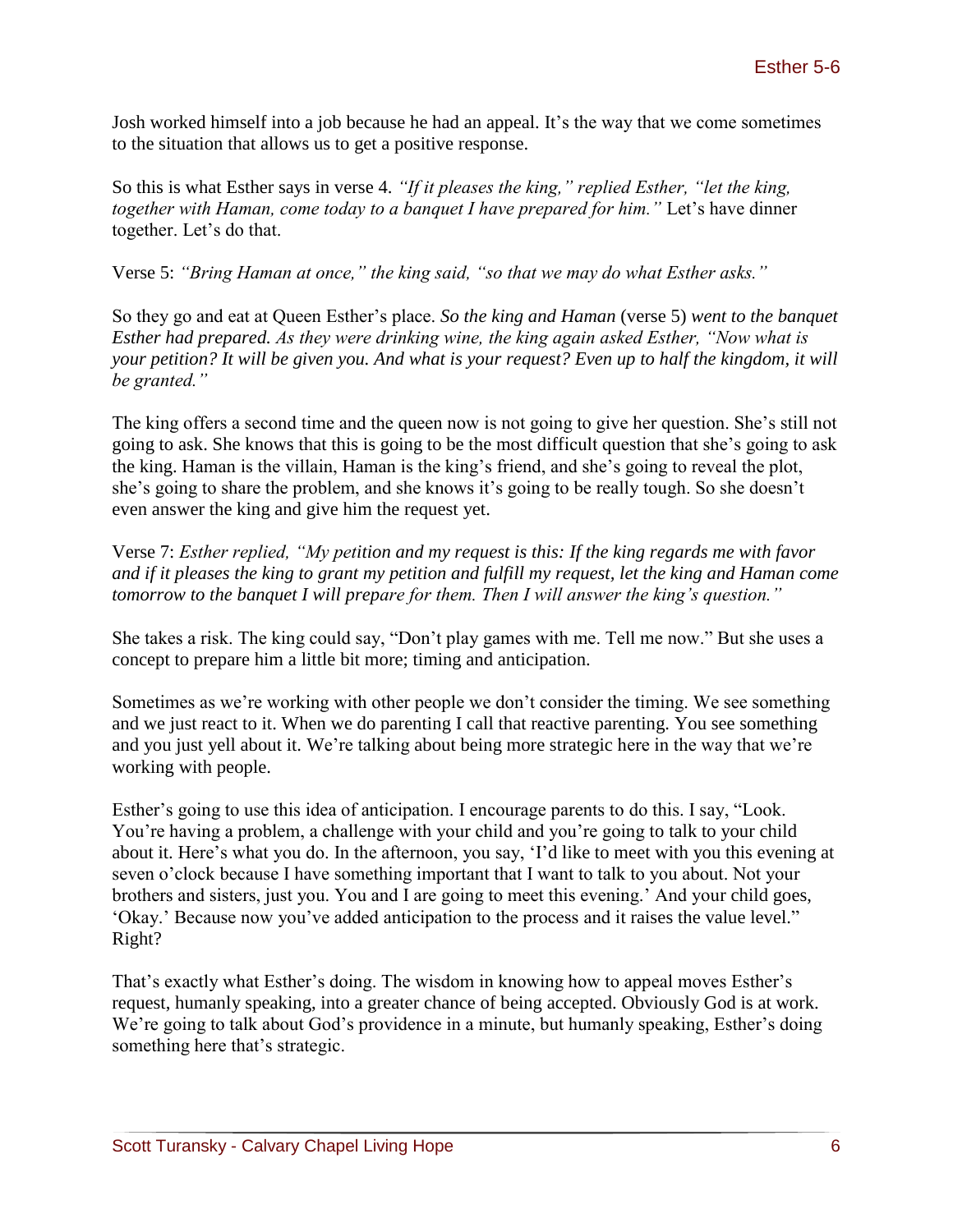Josh worked himself into a job because he had an appeal. It's the way that we come sometimes to the situation that allows us to get a positive response.

So this is what Esther says in verse 4. *"If it pleases the king," replied Esther, "let the king, together with Haman, come today to a banquet I have prepared for him."* Let's have dinner together. Let's do that.

Verse 5: *"Bring Haman at once," the king said, "so that we may do what Esther asks."*

So they go and eat at Queen Esther's place. *So the king and Haman* (verse 5) *went to the banquet Esther had prepared. As they were drinking wine, the king again asked Esther, "Now what is your petition? It will be given you. And what is your request? Even up to half the kingdom, it will be granted."*

The king offers a second time and the queen now is not going to give her question. She's still not going to ask. She knows that this is going to be the most difficult question that she's going to ask the king. Haman is the villain, Haman is the king's friend, and she's going to reveal the plot, she's going to share the problem, and she knows it's going to be really tough. So she doesn't even answer the king and give him the request yet.

Verse 7: *Esther replied, "My petition and my request is this: If the king regards me with favor and if it pleases the king to grant my petition and fulfill my request, let the king and Haman come tomorrow to the banquet I will prepare for them. Then I will answer the king's question."*

She takes a risk. The king could say, "Don't play games with me. Tell me now." But she uses a concept to prepare him a little bit more; timing and anticipation.

Sometimes as we're working with other people we don't consider the timing. We see something and we just react to it. When we do parenting I call that reactive parenting. You see something and you just yell about it. We're talking about being more strategic here in the way that we're working with people.

Esther's going to use this idea of anticipation. I encourage parents to do this. I say, "Look. You're having a problem, a challenge with your child and you're going to talk to your child about it. Here's what you do. In the afternoon, you say, 'I'd like to meet with you this evening at seven o'clock because I have something important that I want to talk to you about. Not your brothers and sisters, just you. You and I are going to meet this evening.' And your child goes, 'Okay.' Because now you've added anticipation to the process and it raises the value level." Right?

That's exactly what Esther's doing. The wisdom in knowing how to appeal moves Esther's request, humanly speaking, into a greater chance of being accepted. Obviously God is at work. We're going to talk about God's providence in a minute, but humanly speaking, Esther's doing something here that's strategic.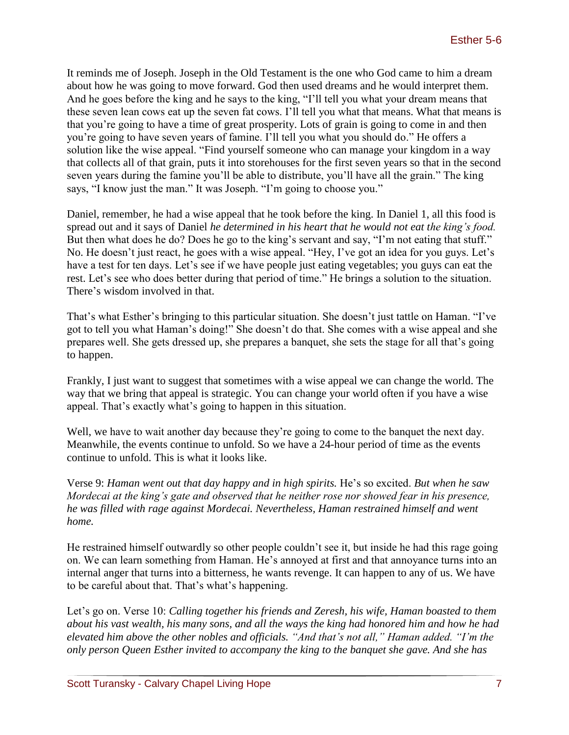It reminds me of Joseph. Joseph in the Old Testament is the one who God came to him a dream about how he was going to move forward. God then used dreams and he would interpret them. And he goes before the king and he says to the king, "I'll tell you what your dream means that these seven lean cows eat up the seven fat cows. I'll tell you what that means. What that means is that you're going to have a time of great prosperity. Lots of grain is going to come in and then you're going to have seven years of famine. I'll tell you what you should do." He offers a solution like the wise appeal. "Find yourself someone who can manage your kingdom in a way that collects all of that grain, puts it into storehouses for the first seven years so that in the second seven years during the famine you'll be able to distribute, you'll have all the grain." The king says, "I know just the man." It was Joseph. "I'm going to choose you."

Daniel, remember, he had a wise appeal that he took before the king. In Daniel 1, all this food is spread out and it says of Daniel *he determined in his heart that he would not eat the king's food.* But then what does he do? Does he go to the king's servant and say, "I'm not eating that stuff." No. He doesn't just react, he goes with a wise appeal. "Hey, I've got an idea for you guys. Let's have a test for ten days. Let's see if we have people just eating vegetables; you guys can eat the rest. Let's see who does better during that period of time." He brings a solution to the situation. There's wisdom involved in that.

That's what Esther's bringing to this particular situation. She doesn't just tattle on Haman. "I've got to tell you what Haman's doing!" She doesn't do that. She comes with a wise appeal and she prepares well. She gets dressed up, she prepares a banquet, she sets the stage for all that's going to happen.

Frankly, I just want to suggest that sometimes with a wise appeal we can change the world. The way that we bring that appeal is strategic. You can change your world often if you have a wise appeal. That's exactly what's going to happen in this situation.

Well, we have to wait another day because they're going to come to the banquet the next day. Meanwhile, the events continue to unfold. So we have a 24-hour period of time as the events continue to unfold. This is what it looks like.

Verse 9: *Haman went out that day happy and in high spirits.* He's so excited. *But when he saw Mordecai at the king's gate and observed that he neither rose nor showed fear in his presence, he was filled with rage against Mordecai. Nevertheless, Haman restrained himself and went home.*

He restrained himself outwardly so other people couldn't see it, but inside he had this rage going on. We can learn something from Haman. He's annoyed at first and that annoyance turns into an internal anger that turns into a bitterness, he wants revenge. It can happen to any of us. We have to be careful about that. That's what's happening.

Let's go on. Verse 10: *Calling together his friends and Zeresh, his wife, Haman boasted to them about his vast wealth, his many sons, and all the ways the king had honored him and how he had elevated him above the other nobles and officials. "And that's not all," Haman added. "I'm the only person Queen Esther invited to accompany the king to the banquet she gave. And she has*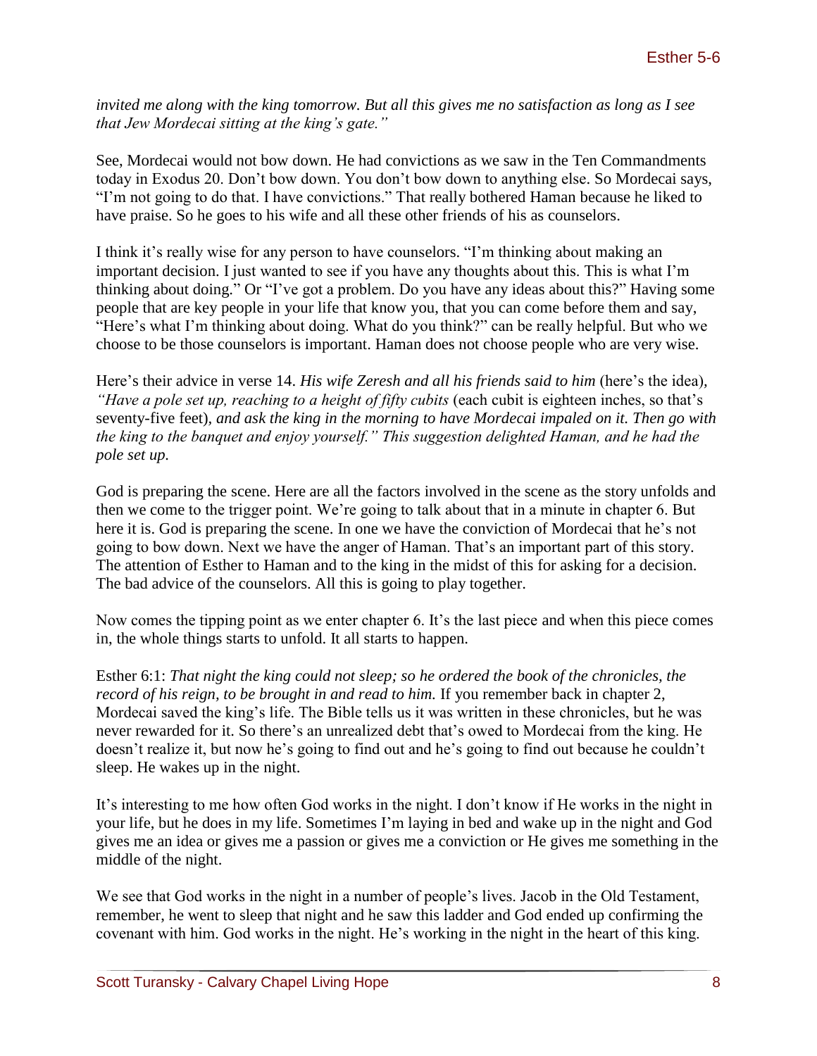*invited me along with the king tomorrow. But all this gives me no satisfaction as long as I see that Jew Mordecai sitting at the king's gate."*

See, Mordecai would not bow down. He had convictions as we saw in the Ten Commandments today in Exodus 20. Don't bow down. You don't bow down to anything else. So Mordecai says, "I'm not going to do that. I have convictions." That really bothered Haman because he liked to have praise. So he goes to his wife and all these other friends of his as counselors.

I think it's really wise for any person to have counselors. "I'm thinking about making an important decision. I just wanted to see if you have any thoughts about this. This is what I'm thinking about doing." Or "I've got a problem. Do you have any ideas about this?" Having some people that are key people in your life that know you, that you can come before them and say, "Here's what I'm thinking about doing. What do you think?" can be really helpful. But who we choose to be those counselors is important. Haman does not choose people who are very wise.

Here's their advice in verse 14. *His wife Zeresh and all his friends said to him* (here's the idea), *"Have a pole set up, reaching to a height of fifty cubits* (each cubit is eighteen inches, so that's seventy-five feet), *and ask the king in the morning to have Mordecai impaled on it. Then go with the king to the banquet and enjoy yourself." This suggestion delighted Haman, and he had the pole set up.*

God is preparing the scene. Here are all the factors involved in the scene as the story unfolds and then we come to the trigger point. We're going to talk about that in a minute in chapter 6. But here it is. God is preparing the scene. In one we have the conviction of Mordecai that he's not going to bow down. Next we have the anger of Haman. That's an important part of this story. The attention of Esther to Haman and to the king in the midst of this for asking for a decision. The bad advice of the counselors. All this is going to play together.

Now comes the tipping point as we enter chapter 6. It's the last piece and when this piece comes in, the whole things starts to unfold. It all starts to happen.

Esther 6:1: *That night the king could not sleep; so he ordered the book of the chronicles, the record of his reign, to be brought in and read to him.* If you remember back in chapter 2, Mordecai saved the king's life. The Bible tells us it was written in these chronicles, but he was never rewarded for it. So there's an unrealized debt that's owed to Mordecai from the king. He doesn't realize it, but now he's going to find out and he's going to find out because he couldn't sleep. He wakes up in the night.

It's interesting to me how often God works in the night. I don't know if He works in the night in your life, but he does in my life. Sometimes I'm laying in bed and wake up in the night and God gives me an idea or gives me a passion or gives me a conviction or He gives me something in the middle of the night.

We see that God works in the night in a number of people's lives. Jacob in the Old Testament, remember, he went to sleep that night and he saw this ladder and God ended up confirming the covenant with him. God works in the night. He's working in the night in the heart of this king.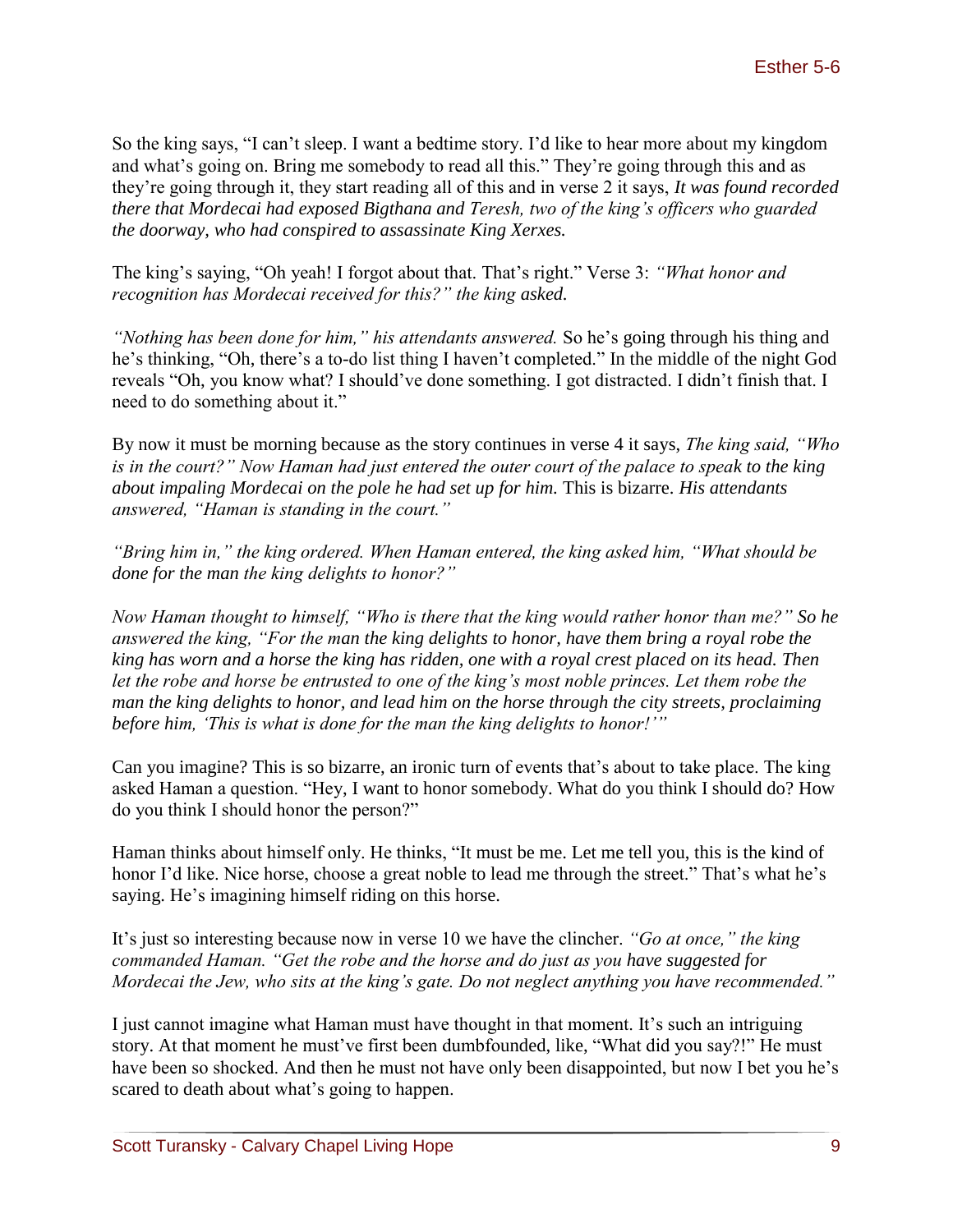So the king says, "I can't sleep. I want a bedtime story. I'd like to hear more about my kingdom and what's going on. Bring me somebody to read all this." They're going through this and as they're going through it, they start reading all of this and in verse 2 it says, *It was found recorded there that Mordecai had exposed Bigthana and Teresh, two of the king's officers who guarded the doorway, who had conspired to assassinate King Xerxes.*

The king's saying, "Oh yeah! I forgot about that. That's right." Verse 3: *"What honor and recognition has Mordecai received for this?" the king asked.*

*"Nothing has been done for him," his attendants answered.* So he's going through his thing and he's thinking, "Oh, there's a to-do list thing I haven't completed." In the middle of the night God reveals "Oh, you know what? I should've done something. I got distracted. I didn't finish that. I need to do something about it."

By now it must be morning because as the story continues in verse 4 it says, *The king said, "Who is in the court?" Now Haman had just entered the outer court of the palace to speak to the king about impaling Mordecai on the pole he had set up for him.* This is bizarre. *His attendants answered, "Haman is standing in the court."*

*"Bring him in," the king ordered. When Haman entered, the king asked him, "What should be done for the man the king delights to honor?"*

*Now Haman thought to himself, "Who is there that the king would rather honor than me?" So he answered the king, "For the man the king delights to honor, have them bring a royal robe the king has worn and a horse the king has ridden, one with a royal crest placed on its head. Then let the robe and horse be entrusted to one of the king's most noble princes. Let them robe the man the king delights to honor, and lead him on the horse through the city streets, proclaiming before him, 'This is what is done for the man the king delights to honor!'"*

Can you imagine? This is so bizarre, an ironic turn of events that's about to take place. The king asked Haman a question. "Hey, I want to honor somebody. What do you think I should do? How do you think I should honor the person?"

Haman thinks about himself only. He thinks, "It must be me. Let me tell you, this is the kind of honor I'd like. Nice horse, choose a great noble to lead me through the street." That's what he's saying. He's imagining himself riding on this horse.

It's just so interesting because now in verse 10 we have the clincher. *"Go at once," the king commanded Haman. "Get the robe and the horse and do just as you have suggested for Mordecai the Jew, who sits at the king's gate. Do not neglect anything you have recommended."*

I just cannot imagine what Haman must have thought in that moment. It's such an intriguing story. At that moment he must've first been dumbfounded, like, "What did you say?!" He must have been so shocked. And then he must not have only been disappointed, but now I bet you he's scared to death about what's going to happen.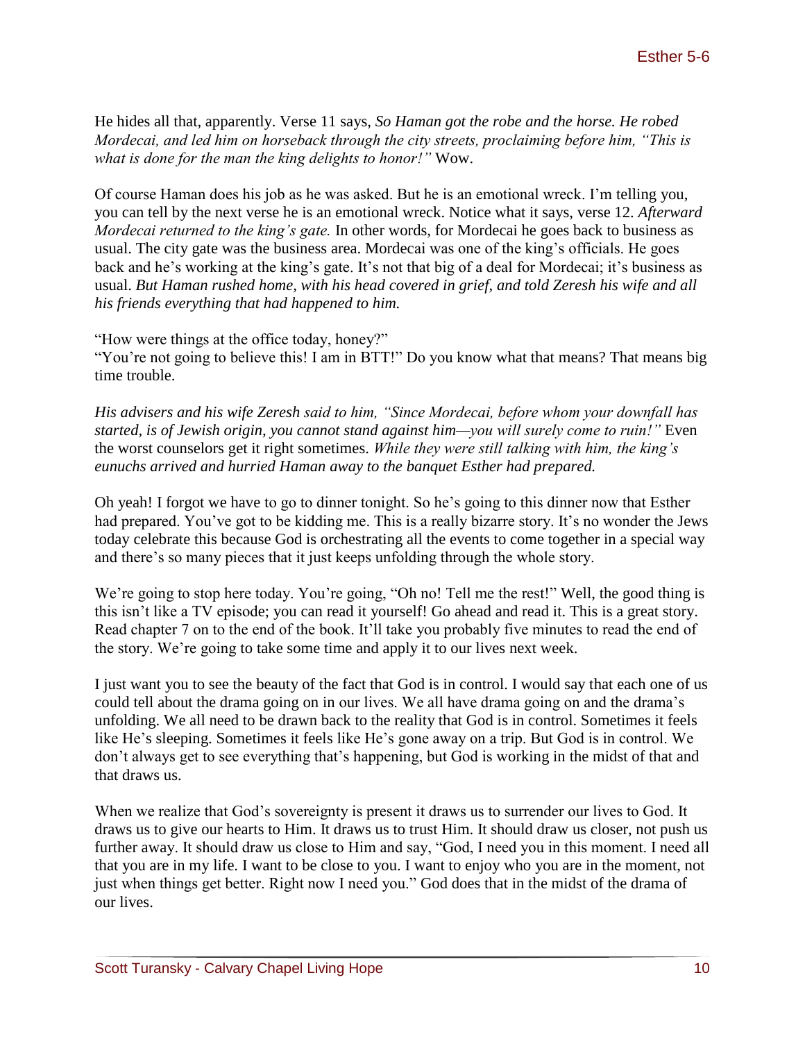He hides all that, apparently. Verse 11 says, *So Haman got the robe and the horse. He robed Mordecai, and led him on horseback through the city streets, proclaiming before him, "This is what is done for the man the king delights to honor!"* Wow.

Of course Haman does his job as he was asked. But he is an emotional wreck. I'm telling you, you can tell by the next verse he is an emotional wreck. Notice what it says, verse 12. *Afterward Mordecai returned to the king's gate.* In other words, for Mordecai he goes back to business as usual. The city gate was the business area. Mordecai was one of the king's officials. He goes back and he's working at the king's gate. It's not that big of a deal for Mordecai; it's business as usual. *But Haman rushed home, with his head covered in grief, and told Zeresh his wife and all his friends everything that had happened to him.*

"How were things at the office today, honey?"
"You're not going to believe this! I am in BTT!" Do you know what that means? That means big time trouble.

*His advisers and his wife Zeresh said to him, "Since Mordecai, before whom your downfall has started, is of Jewish origin, you cannot stand against him—you will surely come to ruin!"* Even the worst counselors get it right sometimes. *While they were still talking with him, the king's eunuchs arrived and hurried Haman away to the banquet Esther had prepared.*

Oh yeah! I forgot we have to go to dinner tonight. So he's going to this dinner now that Esther had prepared. You've got to be kidding me. This is a really bizarre story. It's no wonder the Jews today celebrate this because God is orchestrating all the events to come together in a special way and there's so many pieces that it just keeps unfolding through the whole story.

We're going to stop here today. You're going, "Oh no! Tell me the rest!" Well, the good thing is this isn't like a TV episode; you can read it yourself! Go ahead and read it. This is a great story. Read chapter 7 on to the end of the book. It'll take you probably five minutes to read the end of the story. We're going to take some time and apply it to our lives next week.

I just want you to see the beauty of the fact that God is in control. I would say that each one of us could tell about the drama going on in our lives. We all have drama going on and the drama's unfolding. We all need to be drawn back to the reality that God is in control. Sometimes it feels like He's sleeping. Sometimes it feels like He's gone away on a trip. But God is in control. We don't always get to see everything that's happening, but God is working in the midst of that and that draws us.

When we realize that God's sovereignty is present it draws us to surrender our lives to God. It draws us to give our hearts to Him. It draws us to trust Him. It should draw us closer, not push us further away. It should draw us close to Him and say, "God, I need you in this moment. I need all that you are in my life. I want to be close to you. I want to enjoy who you are in the moment, not just when things get better. Right now I need you." God does that in the midst of the drama of our lives.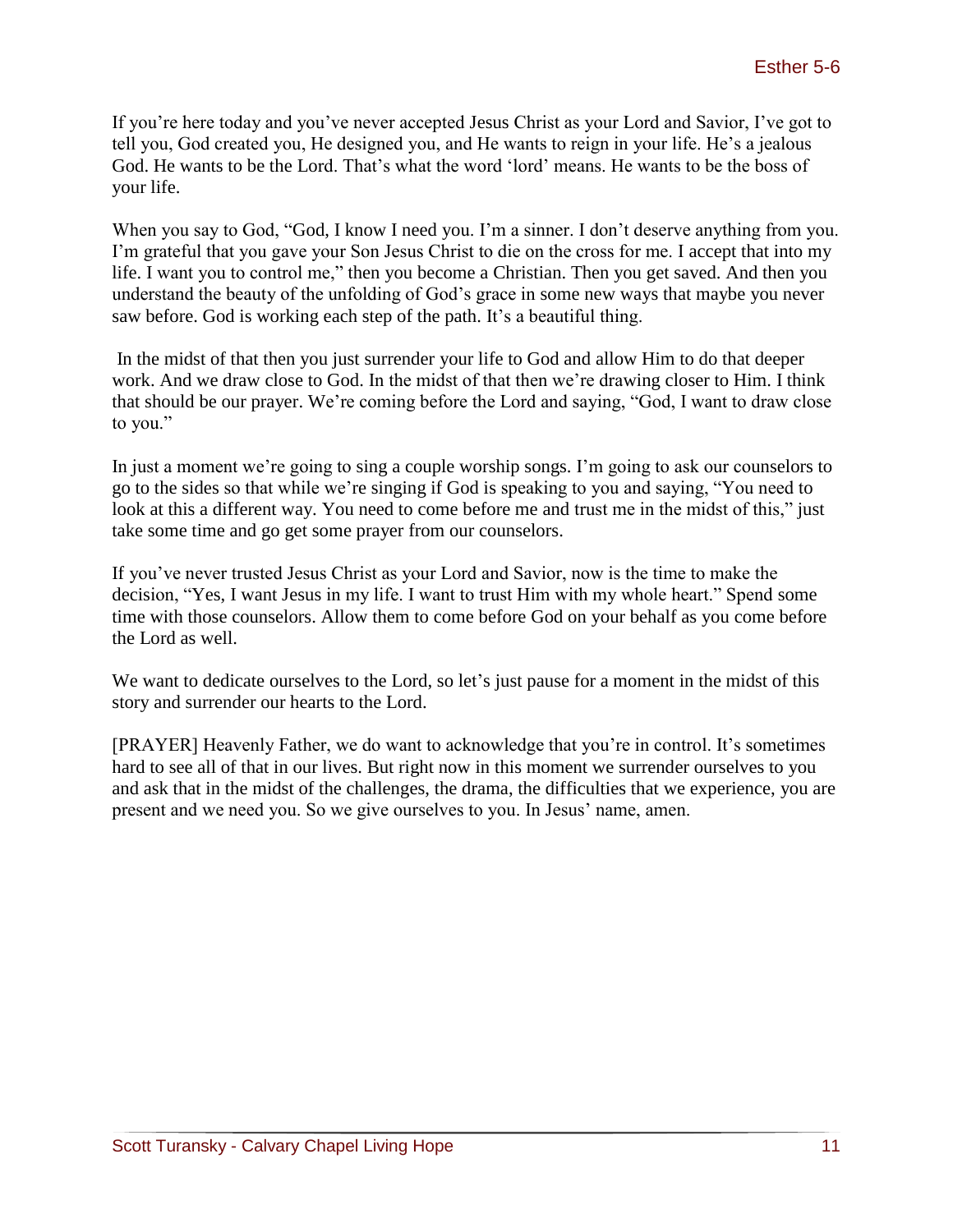If you're here today and you've never accepted Jesus Christ as your Lord and Savior, I've got to tell you, God created you, He designed you, and He wants to reign in your life. He's a jealous God. He wants to be the Lord. That's what the word 'lord' means. He wants to be the boss of your life.

When you say to God, "God, I know I need you. I'm a sinner. I don't deserve anything from you. I'm grateful that you gave your Son Jesus Christ to die on the cross for me. I accept that into my life. I want you to control me," then you become a Christian. Then you get saved. And then you understand the beauty of the unfolding of God's grace in some new ways that maybe you never saw before. God is working each step of the path. It's a beautiful thing.

In the midst of that then you just surrender your life to God and allow Him to do that deeper work. And we draw close to God. In the midst of that then we're drawing closer to Him. I think that should be our prayer. We're coming before the Lord and saying, "God, I want to draw close to you."

In just a moment we're going to sing a couple worship songs. I'm going to ask our counselors to go to the sides so that while we're singing if God is speaking to you and saying, "You need to look at this a different way. You need to come before me and trust me in the midst of this," just take some time and go get some prayer from our counselors.

If you've never trusted Jesus Christ as your Lord and Savior, now is the time to make the decision, "Yes, I want Jesus in my life. I want to trust Him with my whole heart." Spend some time with those counselors. Allow them to come before God on your behalf as you come before the Lord as well.

We want to dedicate ourselves to the Lord, so let's just pause for a moment in the midst of this story and surrender our hearts to the Lord.

[PRAYER] Heavenly Father, we do want to acknowledge that you're in control. It's sometimes hard to see all of that in our lives. But right now in this moment we surrender ourselves to you and ask that in the midst of the challenges, the drama, the difficulties that we experience, you are present and we need you. So we give ourselves to you. In Jesus' name, amen.